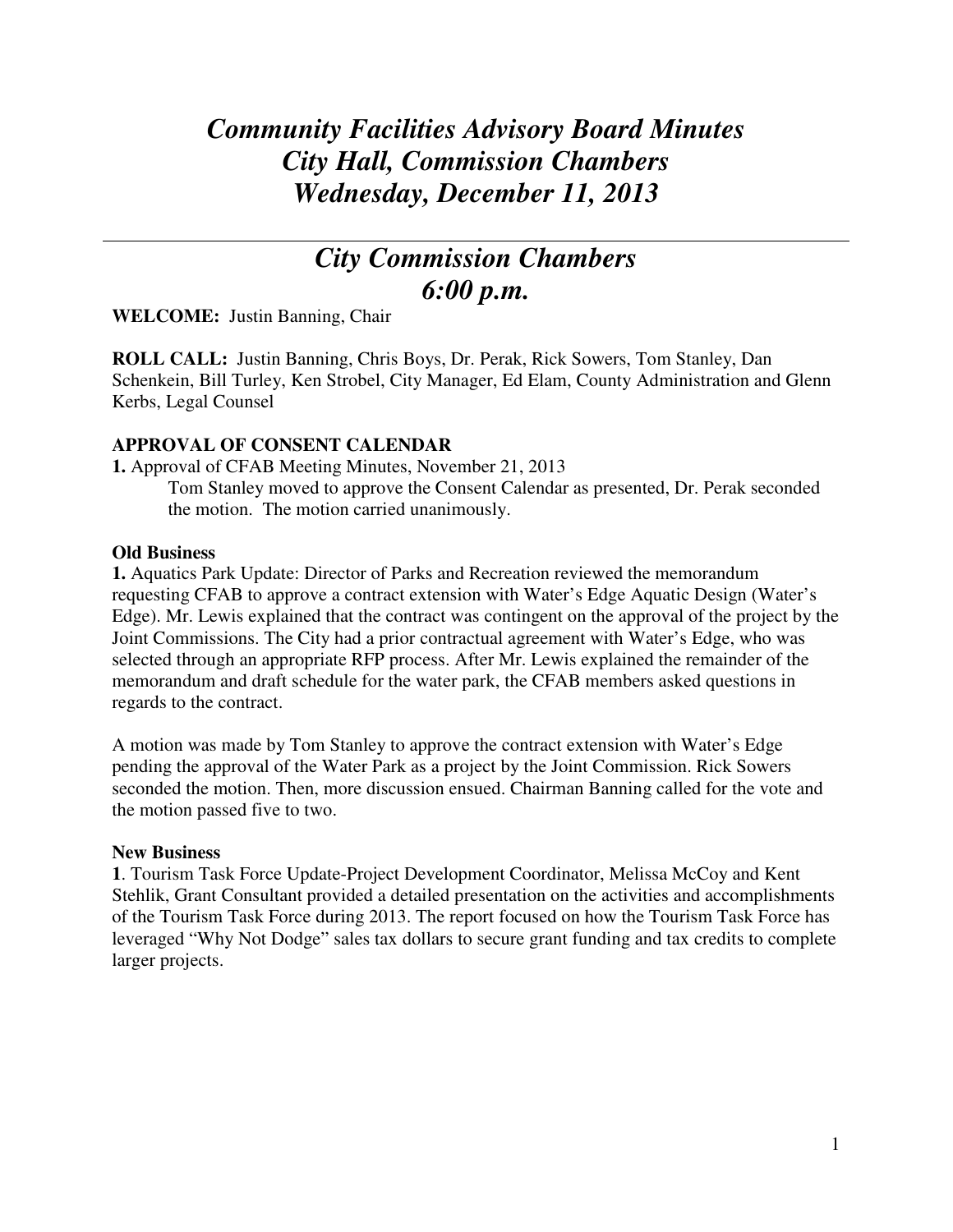# *Community Facilities Advisory Board Minutes*
# *City Hall, Commission Chambers*
# *Wednesday, December 11, 2013*

---

## *City Commission Chambers*
## *6:00 p.m.*

**WELCOME:** Justin Banning, Chair

**ROLL CALL:** Justin Banning, Chris Boys, Dr. Perak, Rick Sowers, Tom Stanley, Dan Schenkein, Bill Turley, Ken Strobel, City Manager, Ed Elam, County Administration and Glenn Kerbs, Legal Counsel

**APPROVAL OF CONSENT CALENDAR**

**1.** Approval of CFAB Meeting Minutes, November 21, 2013

Tom Stanley moved to approve the Consent Calendar as presented, Dr. Perak seconded the motion. The motion carried unanimously.

**Old Business**

**1.** Aquatics Park Update: Director of Parks and Recreation reviewed the memorandum requesting CFAB to approve a contract extension with Water's Edge Aquatic Design (Water's Edge). Mr. Lewis explained that the contract was contingent on the approval of the project by the Joint Commissions. The City had a prior contractual agreement with Water's Edge, who was selected through an appropriate RFP process. After Mr. Lewis explained the remainder of the memorandum and draft schedule for the water park, the CFAB members asked questions in regards to the contract.

A motion was made by Tom Stanley to approve the contract extension with Water's Edge pending the approval of the Water Park as a project by the Joint Commission. Rick Sowers seconded the motion. Then, more discussion ensued. Chairman Banning called for the vote and the motion passed five to two.

**New Business**

**1**. Tourism Task Force Update-Project Development Coordinator, Melissa McCoy and Kent Stehlik, Grant Consultant provided a detailed presentation on the activities and accomplishments of the Tourism Task Force during 2013. The report focused on how the Tourism Task Force has leveraged "Why Not Dodge" sales tax dollars to secure grant funding and tax credits to complete larger projects.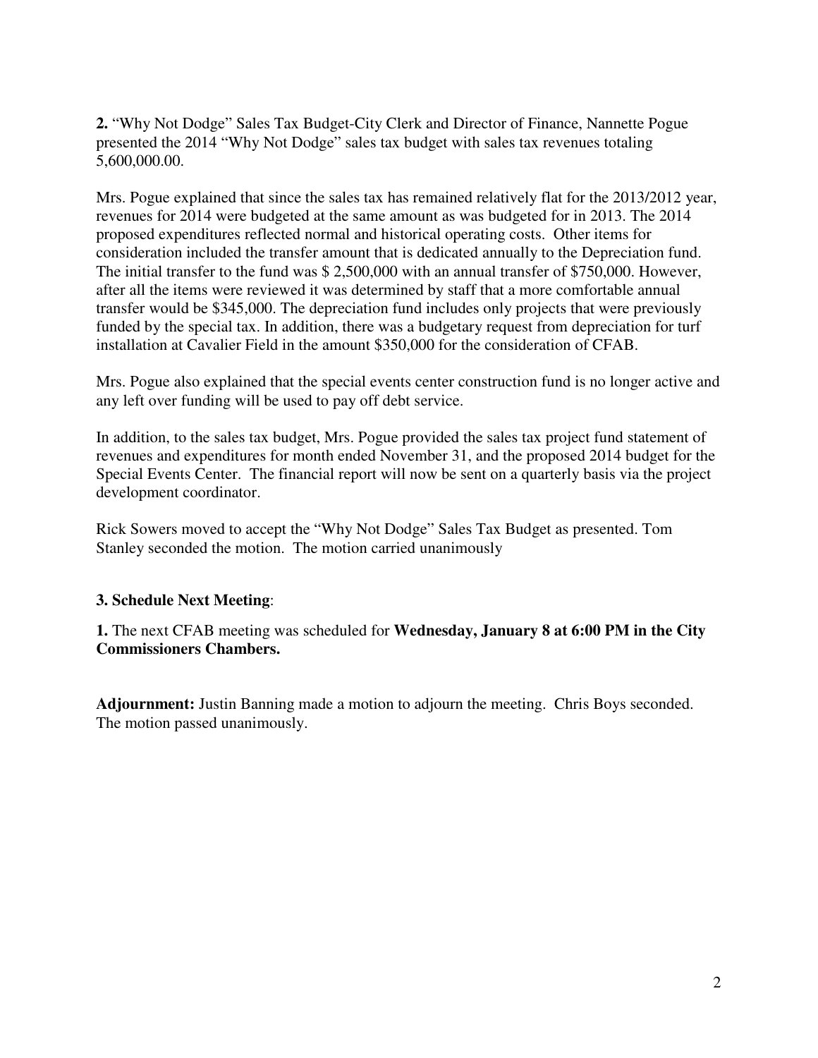**2.** "Why Not Dodge" Sales Tax Budget-City Clerk and Director of Finance, Nannette Pogue presented the 2014 "Why Not Dodge" sales tax budget with sales tax revenues totaling 5,600,000.00.

Mrs. Pogue explained that since the sales tax has remained relatively flat for the 2013/2012 year, revenues for 2014 were budgeted at the same amount as was budgeted for in 2013. The 2014 proposed expenditures reflected normal and historical operating costs. Other items for consideration included the transfer amount that is dedicated annually to the Depreciation fund. The initial transfer to the fund was $ 2,500,000 with an annual transfer of $750,000. However, after all the items were reviewed it was determined by staff that a more comfortable annual transfer would be $345,000. The depreciation fund includes only projects that were previously funded by the special tax. In addition, there was a budgetary request from depreciation for turf installation at Cavalier Field in the amount $350,000 for the consideration of CFAB.

Mrs. Pogue also explained that the special events center construction fund is no longer active and any left over funding will be used to pay off debt service.

In addition, to the sales tax budget, Mrs. Pogue provided the sales tax project fund statement of revenues and expenditures for month ended November 31, and the proposed 2014 budget for the Special Events Center. The financial report will now be sent on a quarterly basis via the project development coordinator.

Rick Sowers moved to accept the "Why Not Dodge" Sales Tax Budget as presented. Tom Stanley seconded the motion. The motion carried unanimously

**3. Schedule Next Meeting**:

**1.** The next CFAB meeting was scheduled for **Wednesday, January 8 at 6:00 PM in the City Commissioners Chambers.**

**Adjournment:** Justin Banning made a motion to adjourn the meeting. Chris Boys seconded. The motion passed unanimously.